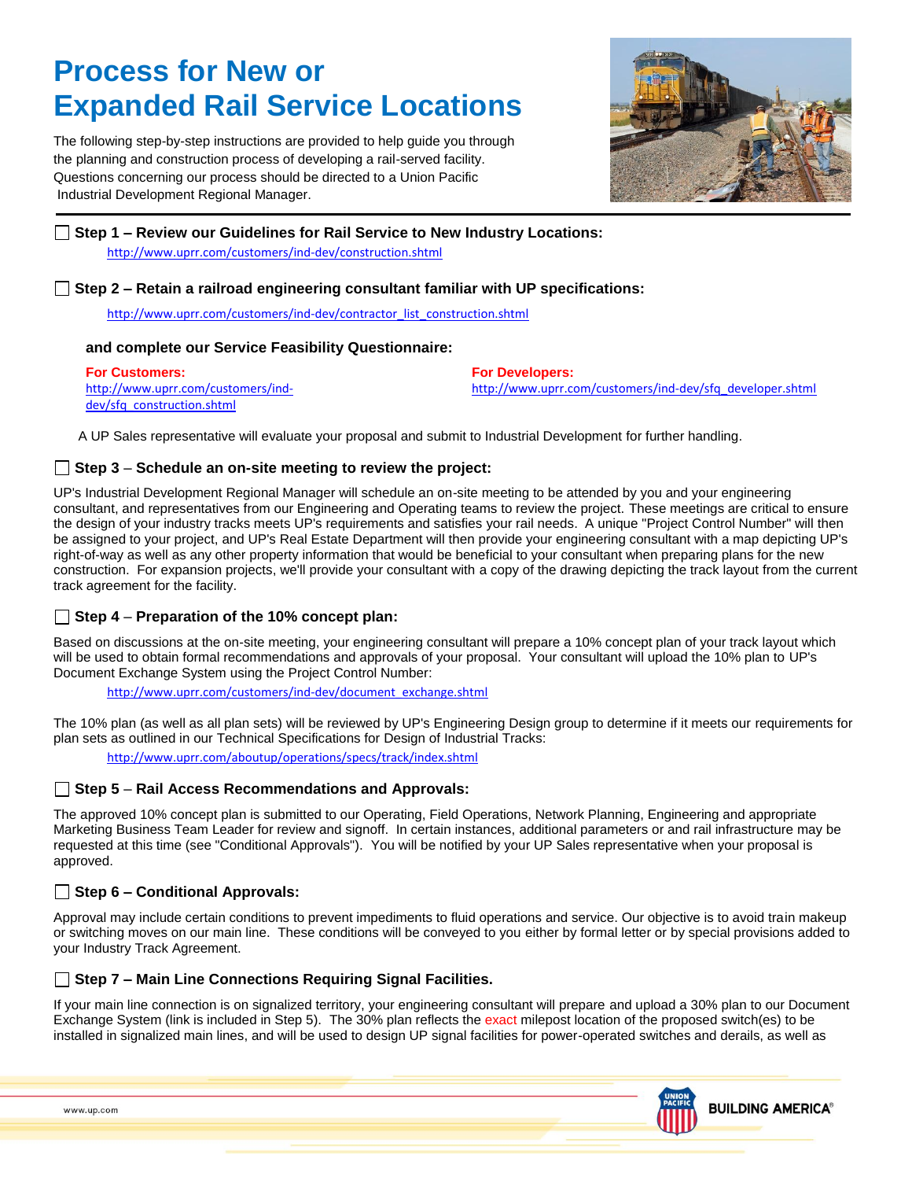# Process for New or Expanded Rail Service Locations

The following step-by-step instructions are provided to help guide you through the planning and construction process of developing a rail-served facility. Questions concerning our process should be directed to a Union Pacific Industrial Development Regional Manager.

---

## ☐ Step 1 – Review our Guidelines for Rail Service to New Industry Locations:

http://www.uprr.com/customers/ind-dev/construction.shtml

## ☐ Step 2 – Retain a railroad engineering consultant familiar with UP specifications:

http://www.uprr.com/customers/ind-dev/contractor_list_construction.shtml

### and complete our Service Feasibility Questionnaire:

**For Customers:**
http://www.uprr.com/customers/ind-dev/sfq_construction.shtml

**For Developers:**
http://www.uprr.com/customers/ind-dev/sfq_developer.shtml

A UP Sales representative will evaluate your proposal and submit to Industrial Development for further handling.

## ☐ Step 3 – Schedule an on-site meeting to review the project:

UP's Industrial Development Regional Manager will schedule an on-site meeting to be attended by you and your engineering consultant, and representatives from our Engineering and Operating teams to review the project. These meetings are critical to ensure the design of your industry tracks meets UP's requirements and satisfies your rail needs. A unique "Project Control Number" will then be assigned to your project, and UP's Real Estate Department will then provide your engineering consultant with a map depicting UP's right-of-way as well as any other property information that would be beneficial to your consultant when preparing plans for the new construction. For expansion projects, we'll provide your consultant with a copy of the drawing depicting the track layout from the current track agreement for the facility.

## ☐ Step 4 – Preparation of the 10% concept plan:

Based on discussions at the on-site meeting, your engineering consultant will prepare a 10% concept plan of your track layout which will be used to obtain formal recommendations and approvals of your proposal. Your consultant will upload the 10% plan to UP's Document Exchange System using the Project Control Number:

http://www.uprr.com/customers/ind-dev/document_exchange.shtml

The 10% plan (as well as all plan sets) will be reviewed by UP's Engineering Design group to determine if it meets our requirements for plan sets as outlined in our Technical Specifications for Design of Industrial Tracks:

http://www.uprr.com/aboutup/operations/specs/track/index.shtml

## ☐ Step 5 – Rail Access Recommendations and Approvals:

The approved 10% concept plan is submitted to our Operating, Field Operations, Network Planning, Engineering and appropriate Marketing Business Team Leader for review and signoff. In certain instances, additional parameters or and rail infrastructure may be requested at this time (see "Conditional Approvals"). You will be notified by your UP Sales representative when your proposal is approved.

## ☐ Step 6 – Conditional Approvals:

Approval may include certain conditions to prevent impediments to fluid operations and service. Our objective is to avoid train makeup or switching moves on our main line. These conditions will be conveyed to you either by formal letter or by special provisions added to your Industry Track Agreement.

## ☐ Step 7 – Main Line Connections Requiring Signal Facilities.

If your main line connection is on signalized territory, your engineering consultant will prepare and upload a 30% plan to our Document Exchange System (link is included in Step 5). The 30% plan reflects the exact milepost location of the proposed switch(es) to be installed in signalized main lines, and will be used to design UP signal facilities for power-operated switches and derails, as well as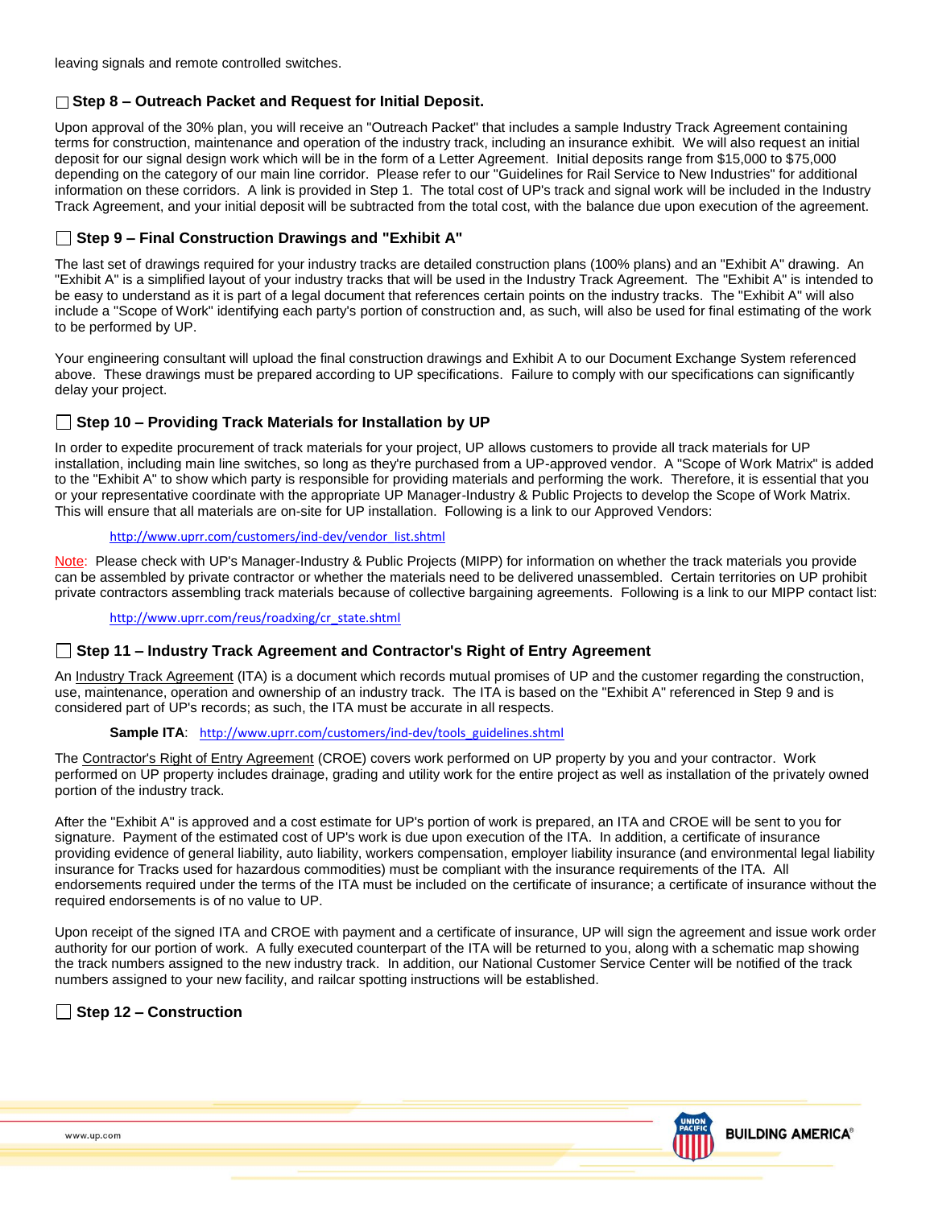leaving signals and remote controlled switches.

### ☐ Step 8 – Outreach Packet and Request for Initial Deposit.

Upon approval of the 30% plan, you will receive an "Outreach Packet" that includes a sample Industry Track Agreement containing terms for construction, maintenance and operation of the industry track, including an insurance exhibit. We will also request an initial deposit for our signal design work which will be in the form of a Letter Agreement. Initial deposits range from $15,000 to $75,000 depending on the category of our main line corridor. Please refer to our "Guidelines for Rail Service to New Industries" for additional information on these corridors. A link is provided in Step 1. The total cost of UP's track and signal work will be included in the Industry Track Agreement, and your initial deposit will be subtracted from the total cost, with the balance due upon execution of the agreement.

### ☐ Step 9 – Final Construction Drawings and "Exhibit A"

The last set of drawings required for your industry tracks are detailed construction plans (100% plans) and an "Exhibit A" drawing. An "Exhibit A" is a simplified layout of your industry tracks that will be used in the Industry Track Agreement. The "Exhibit A" is intended to be easy to understand as it is part of a legal document that references certain points on the industry tracks. The "Exhibit A" will also include a "Scope of Work" identifying each party's portion of construction and, as such, will also be used for final estimating of the work to be performed by UP.

Your engineering consultant will upload the final construction drawings and Exhibit A to our Document Exchange System referenced above. These drawings must be prepared according to UP specifications. Failure to comply with our specifications can significantly delay your project.

### ☐ Step 10 – Providing Track Materials for Installation by UP

In order to expedite procurement of track materials for your project, UP allows customers to provide all track materials for UP installation, including main line switches, so long as they're purchased from a UP-approved vendor. A "Scope of Work Matrix" is added to the "Exhibit A" to show which party is responsible for providing materials and performing the work. Therefore, it is essential that you or your representative coordinate with the appropriate UP Manager-Industry & Public Projects to develop the Scope of Work Matrix. This will ensure that all materials are on-site for UP installation. Following is a link to our Approved Vendors:

http://www.uprr.com/customers/ind-dev/vendor_list.shtml

Note: Please check with UP's Manager-Industry & Public Projects (MIPP) for information on whether the track materials you provide can be assembled by private contractor or whether the materials need to be delivered unassembled. Certain territories on UP prohibit private contractors assembling track materials because of collective bargaining agreements. Following is a link to our MIPP contact list:

http://www.uprr.com/reus/roadxing/cr_state.shtml

### ☐ Step 11 – Industry Track Agreement and Contractor's Right of Entry Agreement

An Industry Track Agreement (ITA) is a document which records mutual promises of UP and the customer regarding the construction, use, maintenance, operation and ownership of an industry track. The ITA is based on the "Exhibit A" referenced in Step 9 and is considered part of UP's records; as such, the ITA must be accurate in all respects.

**Sample ITA**: http://www.uprr.com/customers/ind-dev/tools_guidelines.shtml

The Contractor's Right of Entry Agreement (CROE) covers work performed on UP property by you and your contractor. Work performed on UP property includes drainage, grading and utility work for the entire project as well as installation of the privately owned portion of the industry track.

After the "Exhibit A" is approved and a cost estimate for UP's portion of work is prepared, an ITA and CROE will be sent to you for signature. Payment of the estimated cost of UP's work is due upon execution of the ITA. In addition, a certificate of insurance providing evidence of general liability, auto liability, workers compensation, employer liability insurance (and environmental legal liability insurance for Tracks used for hazardous commodities) must be compliant with the insurance requirements of the ITA. All endorsements required under the terms of the ITA must be included on the certificate of insurance; a certificate of insurance without the required endorsements is of no value to UP.

Upon receipt of the signed ITA and CROE with payment and a certificate of insurance, UP will sign the agreement and issue work order authority for our portion of work. A fully executed counterpart of the ITA will be returned to you, along with a schematic map showing the track numbers assigned to the new industry track. In addition, our National Customer Service Center will be notified of the track numbers assigned to your new facility, and railcar spotting instructions will be established.

### ☐ Step 12 – Construction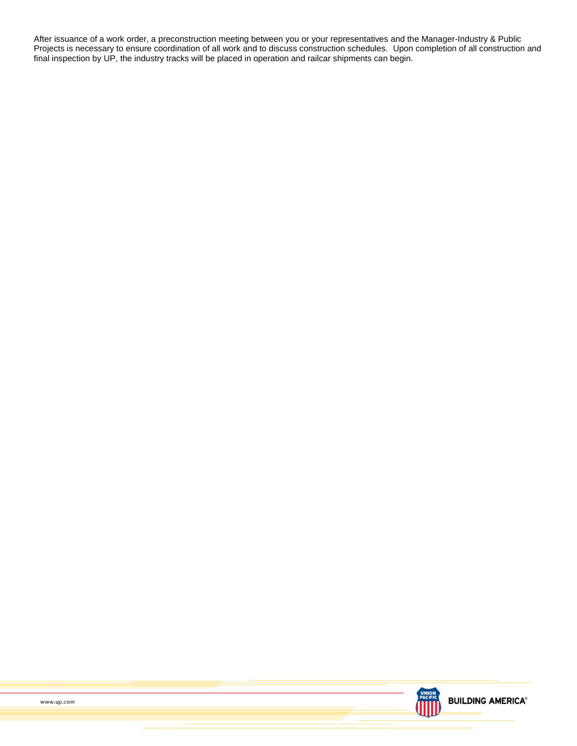After issuance of a work order, a preconstruction meeting between you or your representatives and the Manager-Industry & Public Projects is necessary to ensure coordination of all work and to discuss construction schedules. Upon completion of all construction and final inspection by UP, the industry tracks will be placed in operation and railcar shipments can begin.